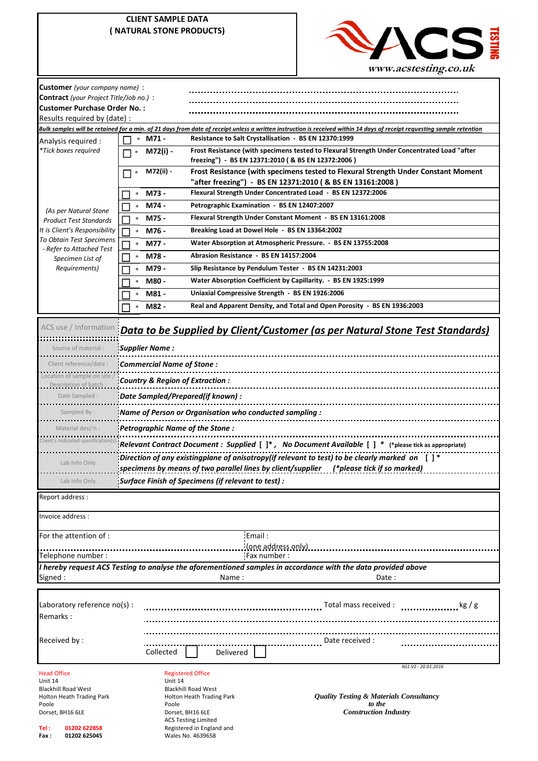# CLIENT SAMPLE DATA
## ( NATURAL STONE PRODUCTS)

ACS TESTING
www.acstesting.co.uk

**Customer** *(your company name)* : ..........................................................

**Contract** *(your Project Title/Job no.)* : ..........................................................

**Customer Purchase Order No. :** ..........................................................

Results required by (date) :

***Bulk samples will be retained for a min. of 21 days from date of receipt unless a written instruction is received within 14 days of receipt requesting sample retention***

| Analysis required : *\*Tick boxes required* | | Code | Test |
|---|---|---|---|
| | ☐ * | **M71 -** | **Resistance to Salt Crystallisation - BS EN 12370:1999** |
| | ☐ * | **M72(i) -** | **Frost Resistance (with specimens tested to Flexural Strength Under Concentrated Load "after freezing") - BS EN 12371:2010 ( & BS EN 12372:2006 )** |
| | ☐ * | **M72(ii) -** | **Frost Resistance (with specimens tested to Flexural Strength Under Constant Moment "after freezing") - BS EN 12371:2010 ( & BS EN 13161:2008 )** |
| | ☐ * | **M73 -** | **Flexural Strength Under Concentrated Load - BS EN 12372:2006** |
| *(As per Natural Stone Product Test Standards It is Client's Responsibility To Obtain Test Specimens - Refer to Attached Test Specimen List of Requirements)* | ☐ * | **M74 -** | **Petrographic Examination - BS EN 12407:2007** |
| | ☐ * | **M75 -** | **Flexural Strength Under Constant Moment - BS EN 13161:2008** |
| | ☐ * | **M76 -** | **Breaking Load at Dowel Hole - BS EN 13364:2002** |
| | ☐ * | **M77 -** | **Water Absorption at Atmospheric Pressure. - BS EN 13755:2008** |
| | ☐ * | **M78 -** | **Abrasion Resistance - BS EN 14157:2004** |
| | ☐ * | **M79 -** | **Slip Resistance by Pendulum Tester - BS EN 14231:2003** |
| | ☐ * | **M80 -** | **Water Absorption Coefficient by Capillarity. - BS EN 1925:1999** |
| | ☐ * | **M81 -** | **Uniaxial Compressive Strength - BS EN 1926:2006** |
| | ☐ * | **M82 -** | **Real and Apparent Density, and Total and Open Porosity - BS EN 1936:2003** |

| ACS use / Information | ***Data to be Supplied by Client/Customer (as per Natural Stone Test Standards)*** |
|---|---|
| Source of material : | ***Supplier Name :*** |
| Client reference/data : | ***Commercial Name of Stone :*** |
| Location of sample on site / Description of batch : | ***Country & Region of Extraction :*** |
| Date Sampled : | ***Date Sampled/Prepared(if known) :*** |
| Sampled By : | ***Name of Person or Organisation who conducted sampling :*** |
| Material desc'n : | ***Petrographic Name of the Stone :*** |
| Client's indicated specification(s) | ***Relevant Contract Document : Supplied [ ]\* , No Document Available [ ] \**** **(\*please tick as appropriate)** |
| Lab Info Only | ***Direction of any existingplane of anisotropy(if relevant to test) to be clearly marked on [ ] \* specimens by means of two parallel lines by client/supplier (\*please tick if so marked)*** |
| Lab Info Only | ***Surface Finish of Specimens (if relevant to test) :*** |

Report address :

Invoice address :

For the attention of : Email : (one address only)

Telephone number : Fax number :

***I hereby request ACS Testing to analyse the aforementioned samples in accordance with the data provided above***

Signed : Name : Date :

Laboratory reference no(s) : .......................................... Total mass received : .................. kg / g

Remarks : ..........................................................

Received by : .......................................... Date received : ..........................

Collected ☐ Delivered ☐

NS1:V2 - 20.01.2016

**Head Office**
Unit 14
Blackhill Road West
Holton Heath Trading Park
Poole
Dorset, BH16 6LE

**Tel :** 01202 622858
**Fax :** 01202 625045

**Registered Office**
Unit 14
Blackhill Road West
Holton Heath Trading Park
Poole
Dorset, BH16 6LE
ACS Testing Limited
Registered in England and Wales No. 4639658

***Quality Testing & Materials Consultancy to the Construction Industry***